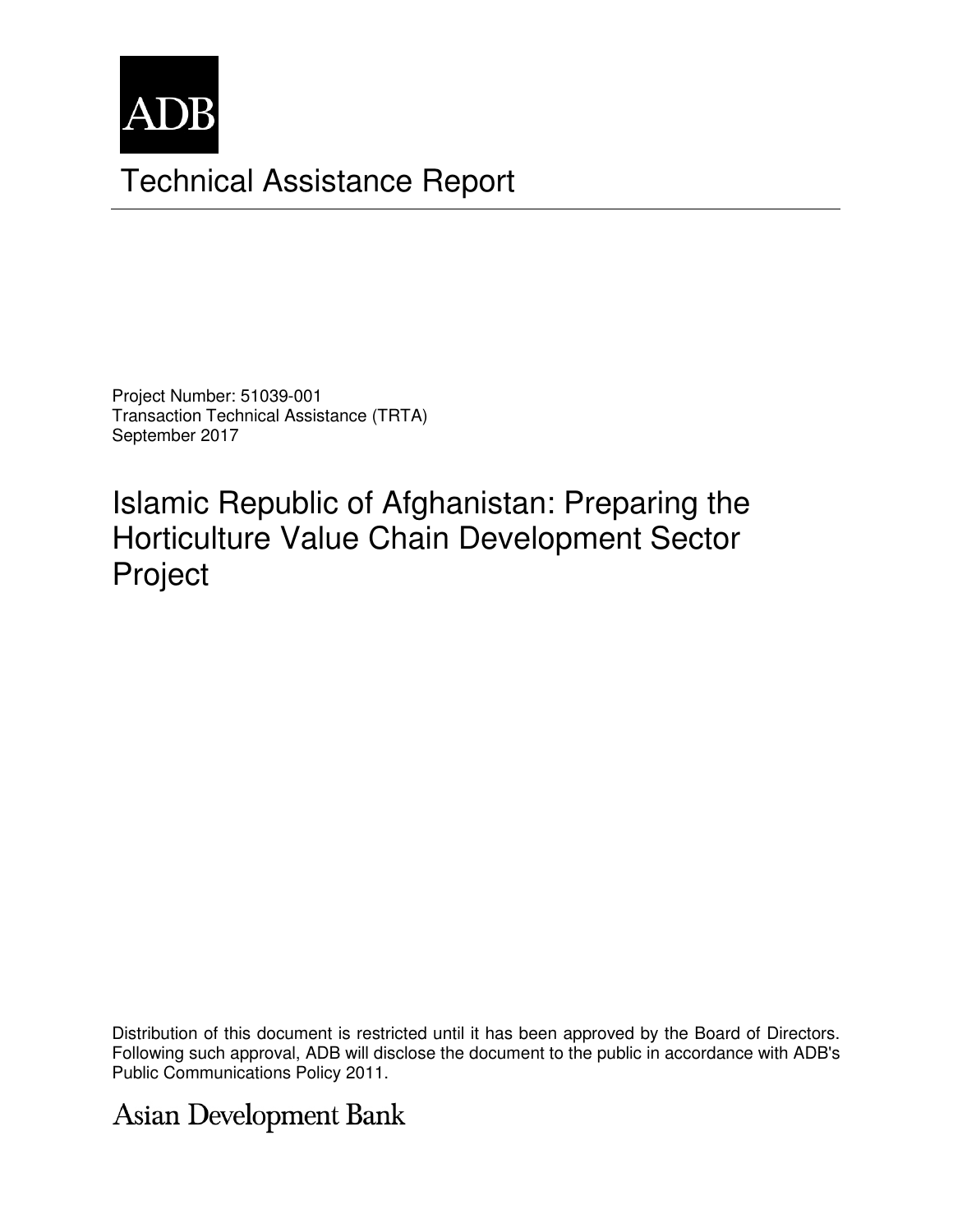ADB

# Technical Assistance Report

Project Number: 51039-001
Transaction Technical Assistance (TRTA)
September 2017

## Islamic Republic of Afghanistan: Preparing the Horticulture Value Chain Development Sector Project

Distribution of this document is restricted until it has been approved by the Board of Directors. Following such approval, ADB will disclose the document to the public in accordance with ADB's Public Communications Policy 2011.

Asian Development Bank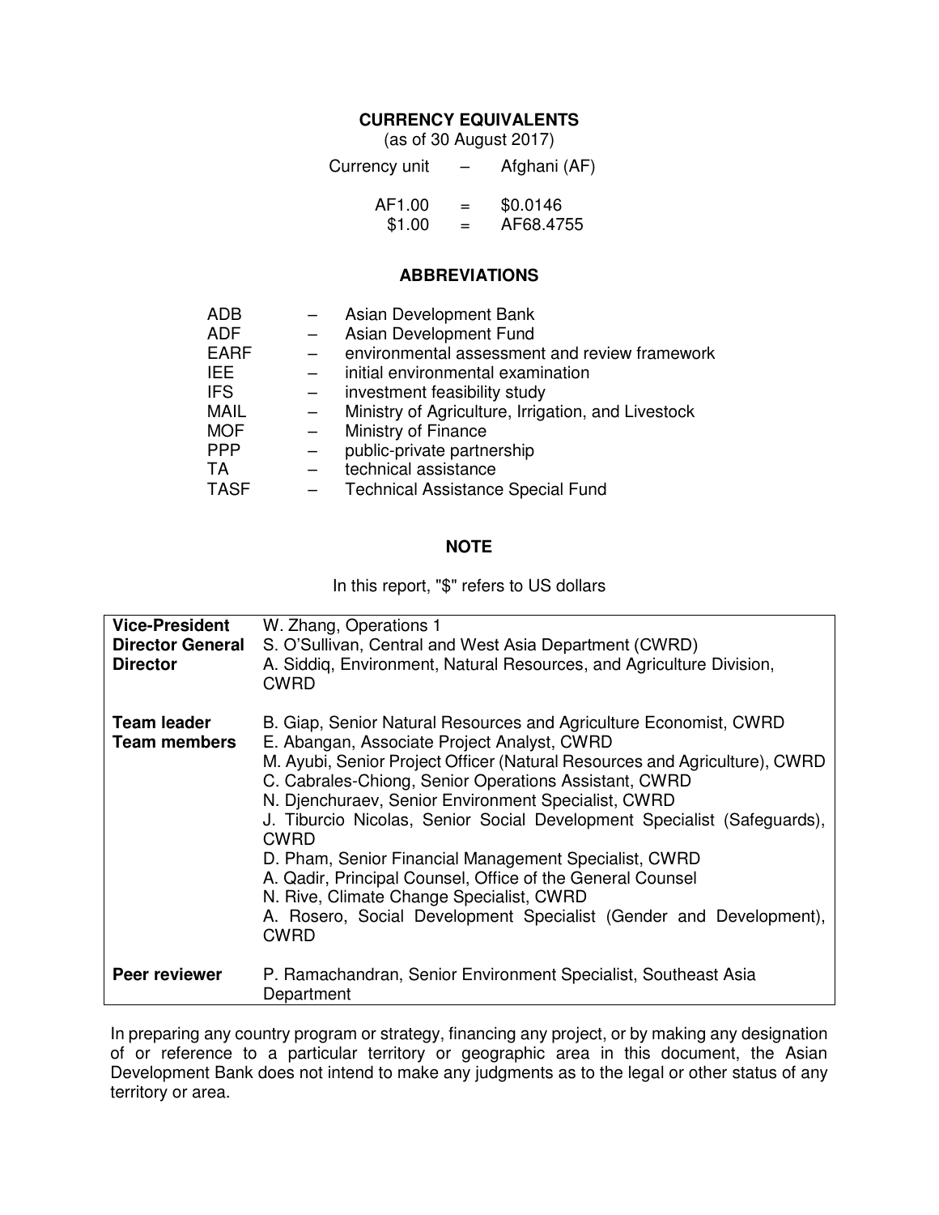## CURRENCY EQUIVALENTS

(as of 30 August 2017)

| | | |
|---|---|---|
| Currency unit | – | Afghani (AF) |
| AF1.00 | = | $0.0146 |
| $1.00 | = | AF68.4755 |

## ABBREVIATIONS

| | | |
|---|---|---|
| ADB | – | Asian Development Bank |
| ADF | – | Asian Development Fund |
| EARF | – | environmental assessment and review framework |
| IEE | – | initial environmental examination |
| IFS | – | investment feasibility study |
| MAIL | – | Ministry of Agriculture, Irrigation, and Livestock |
| MOF | – | Ministry of Finance |
| PPP | – | public-private partnership |
| TA | – | technical assistance |
| TASF | – | Technical Assistance Special Fund |

## NOTE

In this report, "$" refers to US dollars

| | |
|---|---|
| **Vice-President** | W. Zhang, Operations 1 |
| **Director General** | S. O'Sullivan, Central and West Asia Department (CWRD) |
| **Director** | A. Siddiq, Environment, Natural Resources, and Agriculture Division, CWRD |
| **Team leader** | B. Giap, Senior Natural Resources and Agriculture Economist, CWRD |
| **Team members** | E. Abangan, Associate Project Analyst, CWRD<br>M. Ayubi, Senior Project Officer (Natural Resources and Agriculture), CWRD<br>C. Cabrales-Chiong, Senior Operations Assistant, CWRD<br>N. Djenchuraev, Senior Environment Specialist, CWRD<br>J. Tiburcio Nicolas, Senior Social Development Specialist (Safeguards), CWRD<br>D. Pham, Senior Financial Management Specialist, CWRD<br>A. Qadir, Principal Counsel, Office of the General Counsel<br>N. Rive, Climate Change Specialist, CWRD<br>A. Rosero, Social Development Specialist (Gender and Development), CWRD |
| **Peer reviewer** | P. Ramachandran, Senior Environment Specialist, Southeast Asia Department |

In preparing any country program or strategy, financing any project, or by making any designation of or reference to a particular territory or geographic area in this document, the Asian Development Bank does not intend to make any judgments as to the legal or other status of any territory or area.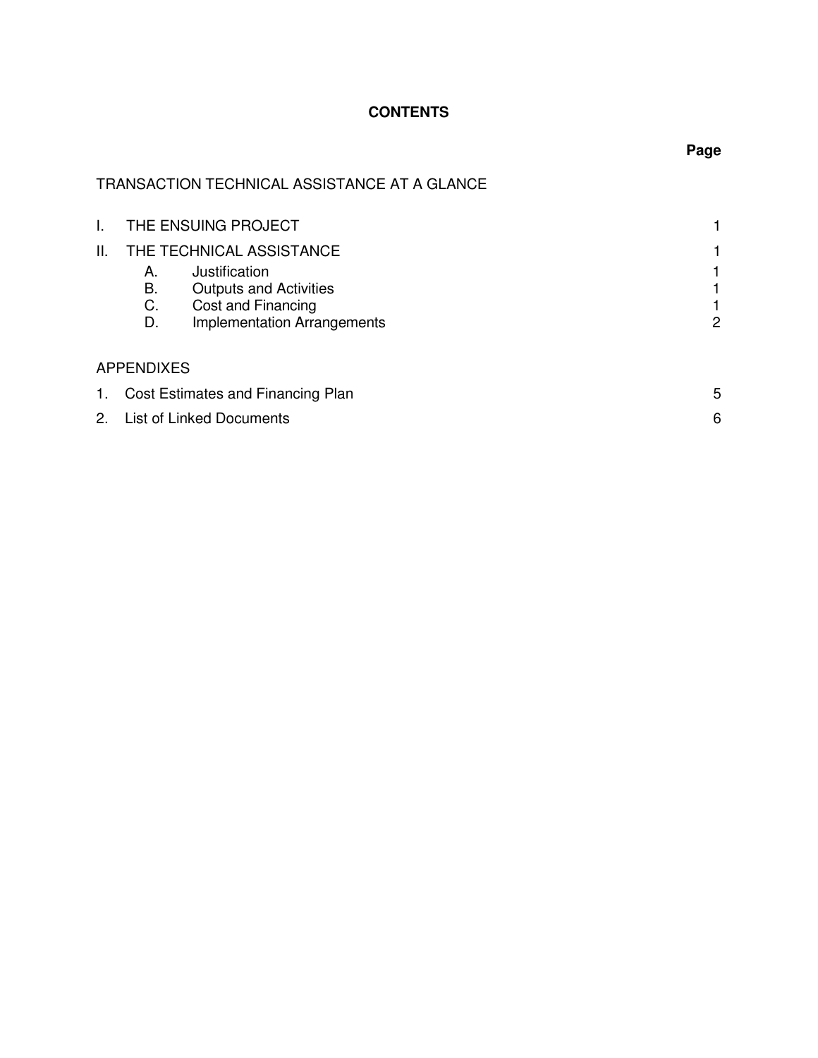# CONTENTS

| | Page |
|---|---|
| TRANSACTION TECHNICAL ASSISTANCE AT A GLANCE | |
| I. THE ENSUING PROJECT | 1 |
| II. THE TECHNICAL ASSISTANCE | 1 |
| A. Justification | 1 |
| B. Outputs and Activities | 1 |
| C. Cost and Financing | 1 |
| D. Implementation Arrangements | 2 |
| **APPENDIXES** | |
| 1. Cost Estimates and Financing Plan | 5 |
| 2. List of Linked Documents | 6 |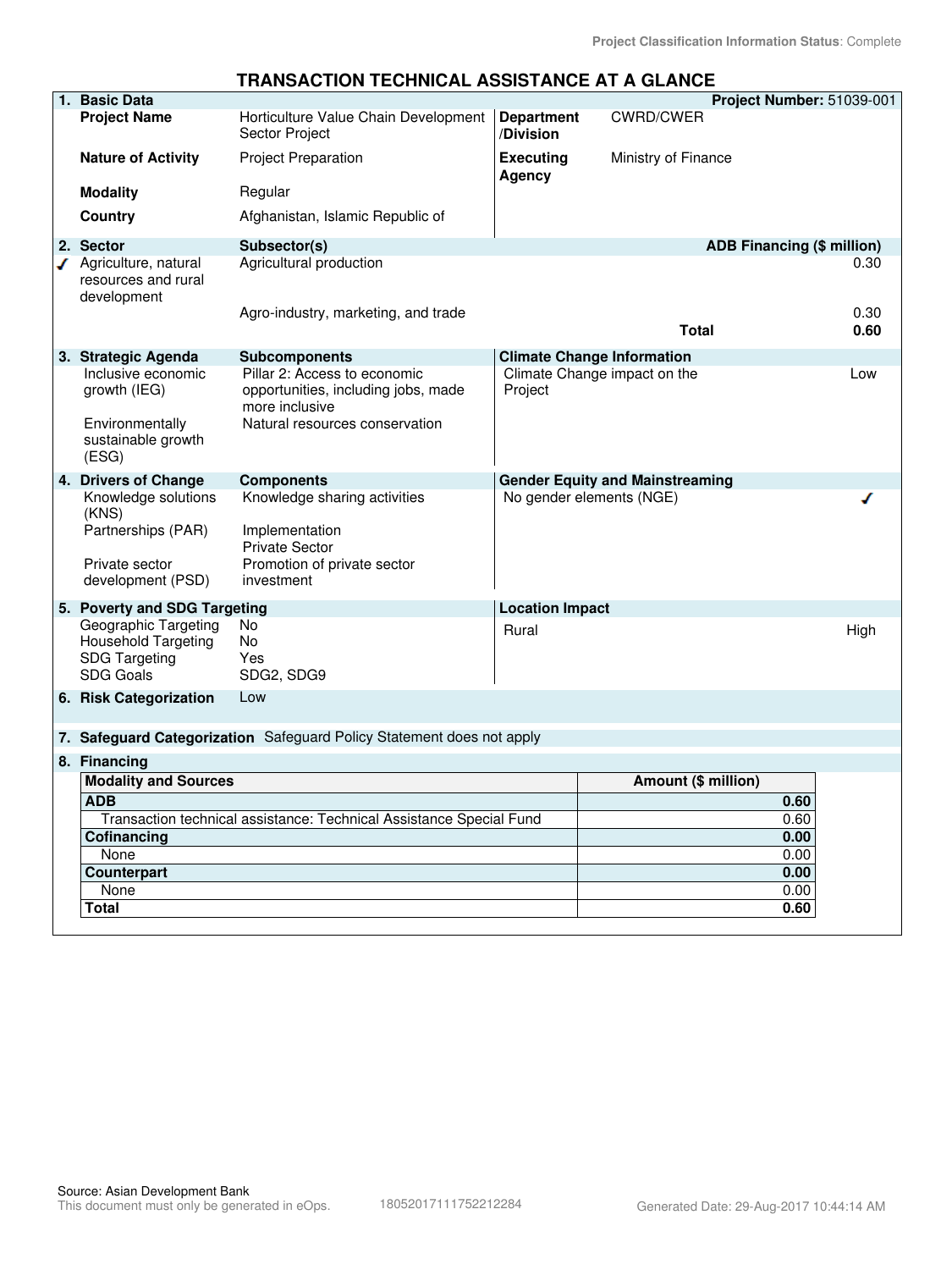Project Classification Information Status: Complete

# TRANSACTION TECHNICAL ASSISTANCE AT A GLANCE

| **1. Basic Data** | | | **Project Number:** 51039-001 |
|---|---|---|---|
| **Project Name** | Horticulture Value Chain Development Sector Project | **Department /Division** | CWRD/CWER |
| **Nature of Activity** | Project Preparation | **Executing Agency** | Ministry of Finance |
| **Modality** | Regular | | |
| **Country** | Afghanistan, Islamic Republic of | | |

| **2. Sector** | **Subsector(s)** | **ADB Financing ($ million)** |
|---|---|---|
| ✓ Agriculture, natural resources and rural development | Agricultural production | 0.30 |
| | Agro-industry, marketing, and trade | 0.30 |
| | **Total** | **0.60** |

| **3. Strategic Agenda** | **Subcomponents** | **Climate Change Information** | |
|---|---|---|---|
| Inclusive economic growth (IEG) | Pillar 2: Access to economic opportunities, including jobs, made more inclusive | Climate Change impact on the Project | Low |
| Environmentally sustainable growth (ESG) | Natural resources conservation | | |

| **4. Drivers of Change** | **Components** | **Gender Equity and Mainstreaming** | |
|---|---|---|---|
| Knowledge solutions (KNS) | Knowledge sharing activities | No gender elements (NGE) | ✓ |
| Partnerships (PAR) | Implementation<br>Private Sector | | |
| Private sector development (PSD) | Promotion of private sector investment | | |

| **5. Poverty and SDG Targeting** | | **Location Impact** | |
|---|---|---|---|
| Geographic Targeting | No | Rural | High |
| Household Targeting | No | | |
| SDG Targeting | Yes | | |
| SDG Goals | SDG2, SDG9 | | |

**6. Risk Categorization** Low

**7. Safeguard Categorization** Safeguard Policy Statement does not apply

**8. Financing**

| Modality and Sources | Amount ($ million) |
|---|---|
| **ADB** | **0.60** |
| Transaction technical assistance: Technical Assistance Special Fund | 0.60 |
| **Cofinancing** | **0.00** |
| None | 0.00 |
| **Counterpart** | **0.00** |
| None | 0.00 |
| **Total** | **0.60** |

Source: Asian Development Bank
This document must only be generated in eOps. 18052017111752212284 Generated Date: 29-Aug-2017 10:44:14 AM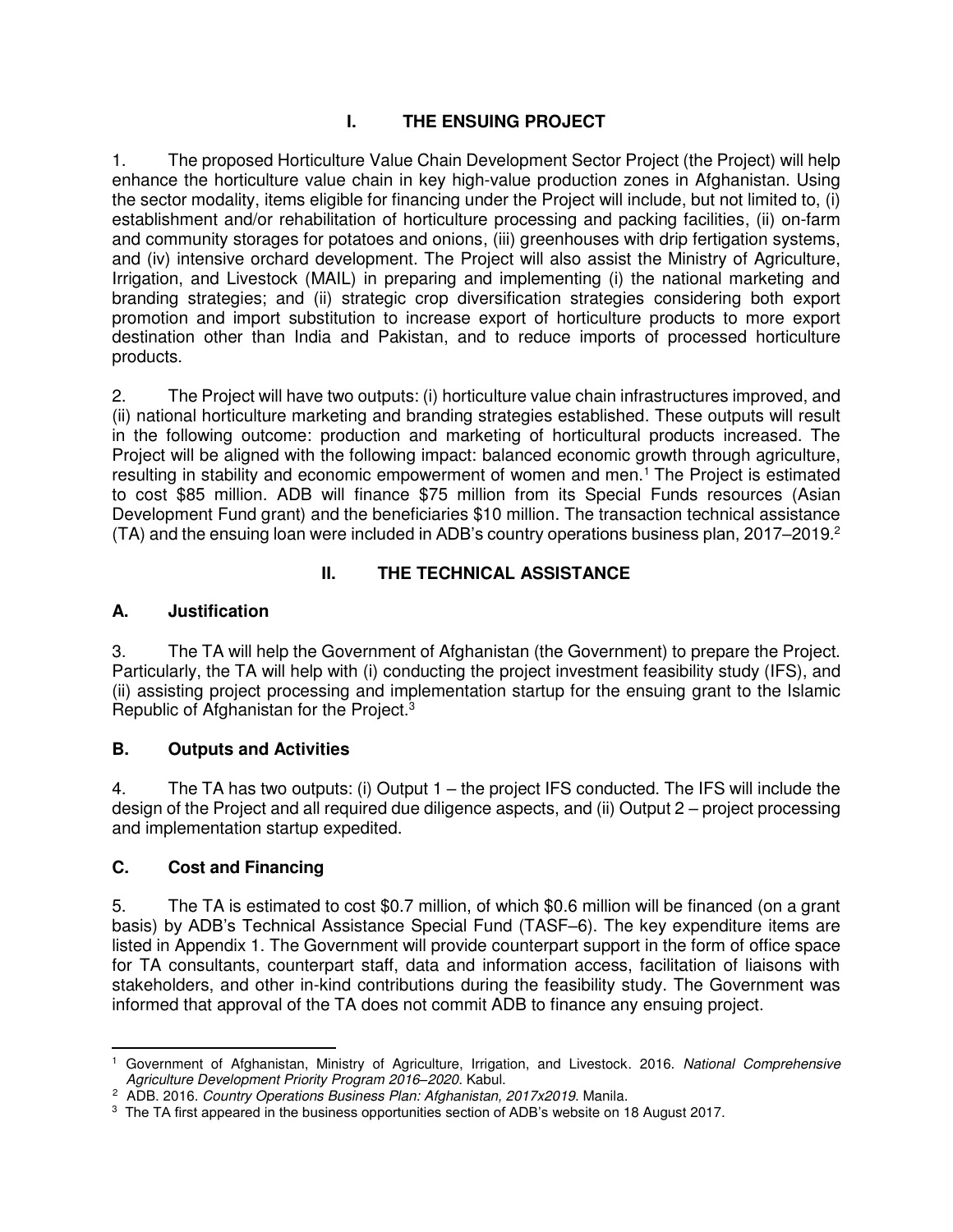# I. THE ENSUING PROJECT

1. The proposed Horticulture Value Chain Development Sector Project (the Project) will help enhance the horticulture value chain in key high-value production zones in Afghanistan. Using the sector modality, items eligible for financing under the Project will include, but not limited to, (i) establishment and/or rehabilitation of horticulture processing and packing facilities, (ii) on-farm and community storages for potatoes and onions, (iii) greenhouses with drip fertigation systems, and (iv) intensive orchard development. The Project will also assist the Ministry of Agriculture, Irrigation, and Livestock (MAIL) in preparing and implementing (i) the national marketing and branding strategies; and (ii) strategic crop diversification strategies considering both export promotion and import substitution to increase export of horticulture products to more export destination other than India and Pakistan, and to reduce imports of processed horticulture products.

2. The Project will have two outputs: (i) horticulture value chain infrastructures improved, and (ii) national horticulture marketing and branding strategies established. These outputs will result in the following outcome: production and marketing of horticultural products increased. The Project will be aligned with the following impact: balanced economic growth through agriculture, resulting in stability and economic empowerment of women and men.[1] The Project is estimated to cost $85 million. ADB will finance $75 million from its Special Funds resources (Asian Development Fund grant) and the beneficiaries $10 million. The transaction technical assistance (TA) and the ensuing loan were included in ADB's country operations business plan, 2017–2019.[2]

# II. THE TECHNICAL ASSISTANCE

## A. Justification

3. The TA will help the Government of Afghanistan (the Government) to prepare the Project. Particularly, the TA will help with (i) conducting the project investment feasibility study (IFS), and (ii) assisting project processing and implementation startup for the ensuing grant to the Islamic Republic of Afghanistan for the Project.[3]

## B. Outputs and Activities

4. The TA has two outputs: (i) Output 1 – the project IFS conducted. The IFS will include the design of the Project and all required due diligence aspects, and (ii) Output 2 – project processing and implementation startup expedited.

## C. Cost and Financing

5. The TA is estimated to cost $0.7 million, of which $0.6 million will be financed (on a grant basis) by ADB's Technical Assistance Special Fund (TASF–6). The key expenditure items are listed in Appendix 1. The Government will provide counterpart support in the form of office space for TA consultants, counterpart staff, data and information access, facilitation of liaisons with stakeholders, and other in-kind contributions during the feasibility study. The Government was informed that approval of the TA does not commit ADB to finance any ensuing project.

---

[1] Government of Afghanistan, Ministry of Agriculture, Irrigation, and Livestock. 2016. *National Comprehensive Agriculture Development Priority Program 2016–2020*. Kabul.

[2] ADB. 2016. *Country Operations Business Plan: Afghanistan, 2017x2019*. Manila.

[3] The TA first appeared in the business opportunities section of ADB's website on 18 August 2017.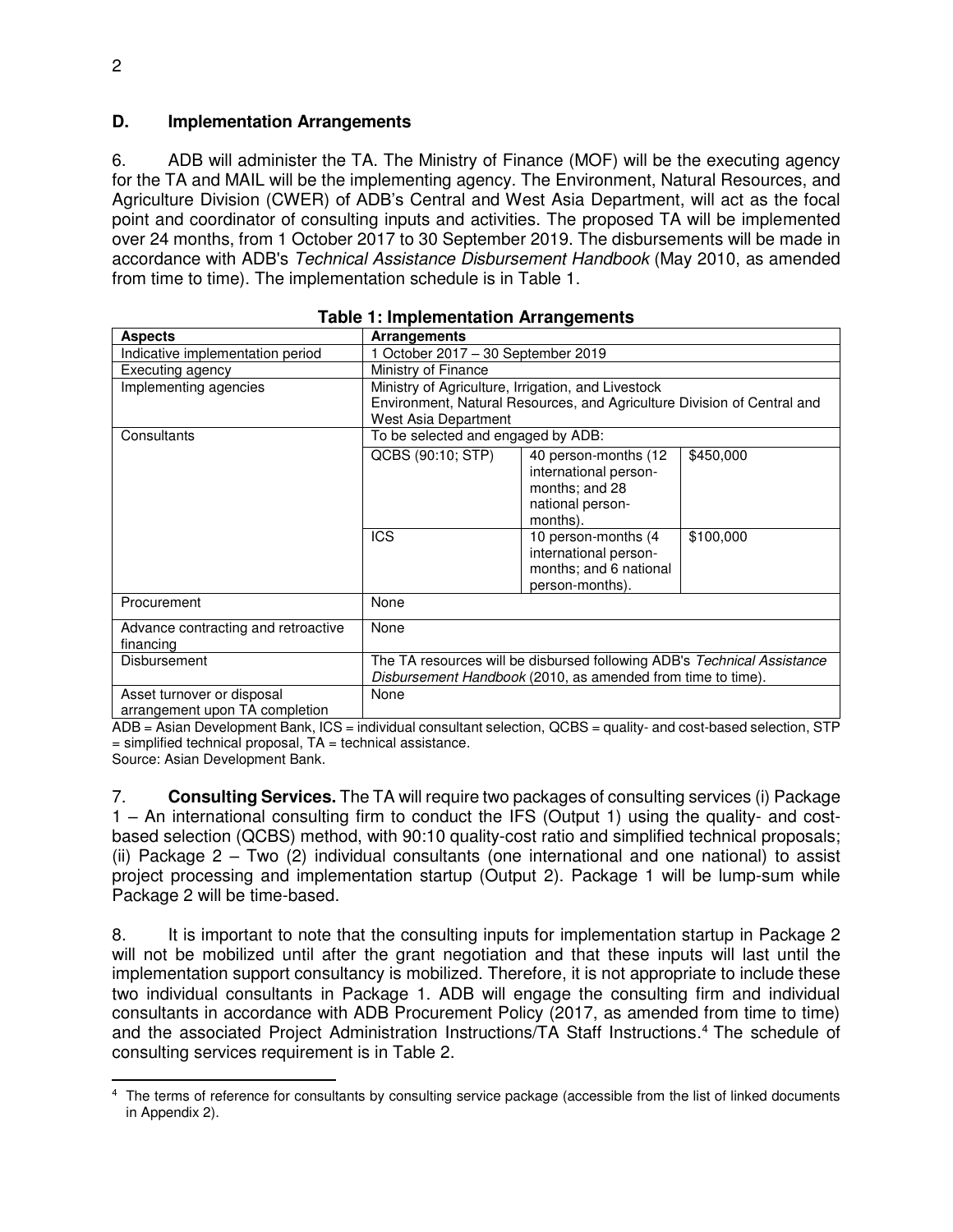## D. Implementation Arrangements

6. ADB will administer the TA. The Ministry of Finance (MOF) will be the executing agency for the TA and MAIL will be the implementing agency. The Environment, Natural Resources, and Agriculture Division (CWER) of ADB's Central and West Asia Department, will act as the focal point and coordinator of consulting inputs and activities. The proposed TA will be implemented over 24 months, from 1 October 2017 to 30 September 2019. The disbursements will be made in accordance with ADB's *Technical Assistance Disbursement Handbook* (May 2010, as amended from time to time). The implementation schedule is in Table 1.

**Table 1: Implementation Arrangements**

| Aspects | Arrangements | | |
|---|---|---|---|
| Indicative implementation period | 1 October 2017 – 30 September 2019 | | |
| Executing agency | Ministry of Finance | | |
| Implementing agencies | Ministry of Agriculture, Irrigation, and Livestock<br>Environment, Natural Resources, and Agriculture Division of Central and West Asia Department | | |
| Consultants | To be selected and engaged by ADB: | | |
| | QCBS (90:10; STP) | 40 person-months (12 international person-months; and 28 national person-months). | $450,000 |
| | ICS | 10 person-months (4 international person-months; and 6 national person-months). | $100,000 |
| Procurement | None | | |
| Advance contracting and retroactive financing | None | | |
| Disbursement | The TA resources will be disbursed following ADB's *Technical Assistance Disbursement Handbook* (2010, as amended from time to time). | | |
| Asset turnover or disposal arrangement upon TA completion | None | | |

ADB = Asian Development Bank, ICS = individual consultant selection, QCBS = quality- and cost-based selection, STP = simplified technical proposal, TA = technical assistance.
Source: Asian Development Bank.

7. **Consulting Services.** The TA will require two packages of consulting services (i) Package 1 – An international consulting firm to conduct the IFS (Output 1) using the quality- and cost-based selection (QCBS) method, with 90:10 quality-cost ratio and simplified technical proposals; (ii) Package 2 – Two (2) individual consultants (one international and one national) to assist project processing and implementation startup (Output 2). Package 1 will be lump-sum while Package 2 will be time-based.

8. It is important to note that the consulting inputs for implementation startup in Package 2 will not be mobilized until after the grant negotiation and that these inputs will last until the implementation support consultancy is mobilized. Therefore, it is not appropriate to include these two individual consultants in Package 1. ADB will engage the consulting firm and individual consultants in accordance with ADB Procurement Policy (2017, as amended from time to time) and the associated Project Administration Instructions/TA Staff Instructions.[4] The schedule of consulting services requirement is in Table 2.

[4] The terms of reference for consultants by consulting service package (accessible from the list of linked documents in Appendix 2).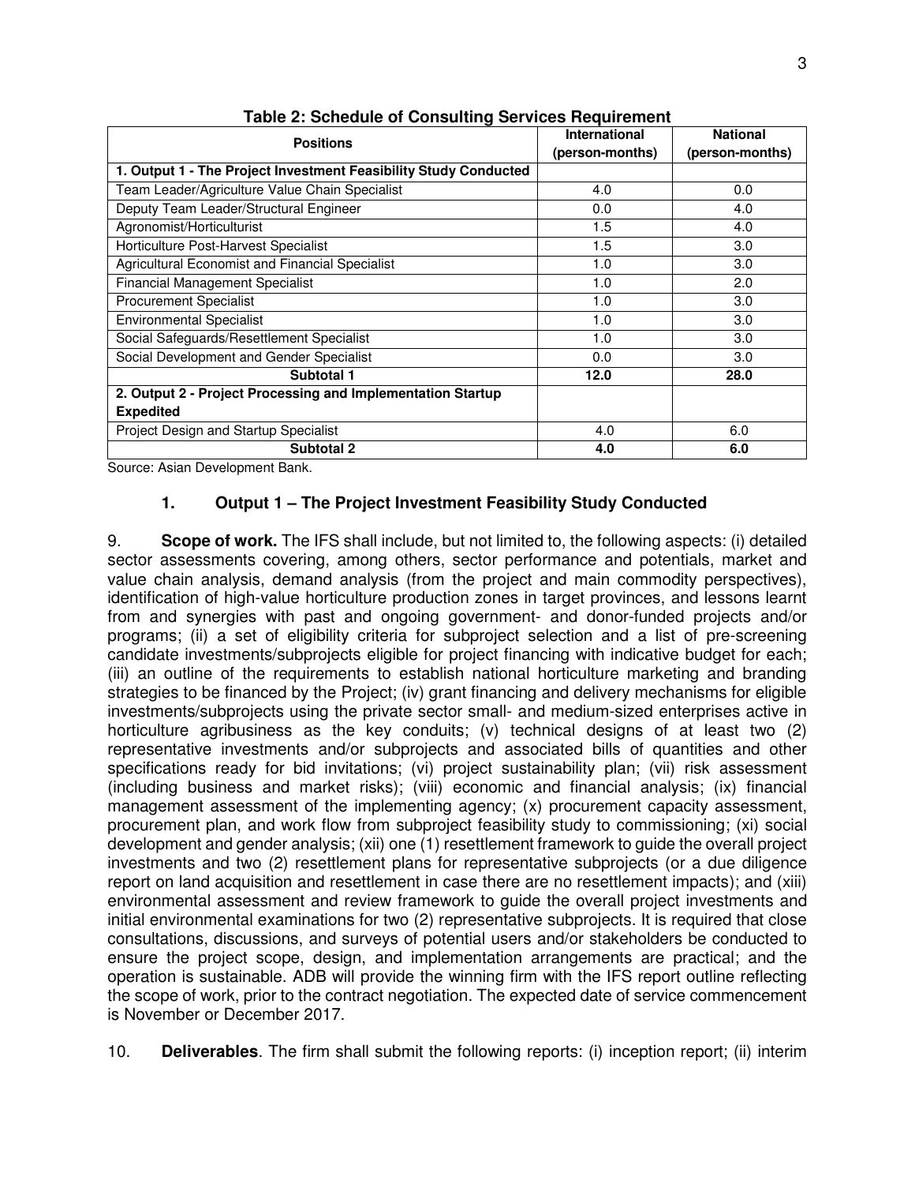**Table 2: Schedule of Consulting Services Requirement**

| Positions | International (person-months) | National (person-months) |
|---|---|---|
| **1. Output 1 - The Project Investment Feasibility Study Conducted** | | |
| Team Leader/Agriculture Value Chain Specialist | 4.0 | 0.0 |
| Deputy Team Leader/Structural Engineer | 0.0 | 4.0 |
| Agronomist/Horticulturist | 1.5 | 4.0 |
| Horticulture Post-Harvest Specialist | 1.5 | 3.0 |
| Agricultural Economist and Financial Specialist | 1.0 | 3.0 |
| Financial Management Specialist | 1.0 | 2.0 |
| Procurement Specialist | 1.0 | 3.0 |
| Environmental Specialist | 1.0 | 3.0 |
| Social Safeguards/Resettlement Specialist | 1.0 | 3.0 |
| Social Development and Gender Specialist | 0.0 | 3.0 |
| **Subtotal 1** | **12.0** | **28.0** |
| **2. Output 2 - Project Processing and Implementation Startup Expedited** | | |
| Project Design and Startup Specialist | 4.0 | 6.0 |
| **Subtotal 2** | **4.0** | **6.0** |

Source: Asian Development Bank.

### 1. Output 1 – The Project Investment Feasibility Study Conducted

9. **Scope of work.** The IFS shall include, but not limited to, the following aspects: (i) detailed sector assessments covering, among others, sector performance and potentials, market and value chain analysis, demand analysis (from the project and main commodity perspectives), identification of high-value horticulture production zones in target provinces, and lessons learnt from and synergies with past and ongoing government- and donor-funded projects and/or programs; (ii) a set of eligibility criteria for subproject selection and a list of pre-screening candidate investments/subprojects eligible for project financing with indicative budget for each; (iii) an outline of the requirements to establish national horticulture marketing and branding strategies to be financed by the Project; (iv) grant financing and delivery mechanisms for eligible investments/subprojects using the private sector small- and medium-sized enterprises active in horticulture agribusiness as the key conduits; (v) technical designs of at least two (2) representative investments and/or subprojects and associated bills of quantities and other specifications ready for bid invitations; (vi) project sustainability plan; (vii) risk assessment (including business and market risks); (viii) economic and financial analysis; (ix) financial management assessment of the implementing agency; (x) procurement capacity assessment, procurement plan, and work flow from subproject feasibility study to commissioning; (xi) social development and gender analysis; (xii) one (1) resettlement framework to guide the overall project investments and two (2) resettlement plans for representative subprojects (or a due diligence report on land acquisition and resettlement in case there are no resettlement impacts); and (xiii) environmental assessment and review framework to guide the overall project investments and initial environmental examinations for two (2) representative subprojects. It is required that close consultations, discussions, and surveys of potential users and/or stakeholders be conducted to ensure the project scope, design, and implementation arrangements are practical; and the operation is sustainable. ADB will provide the winning firm with the IFS report outline reflecting the scope of work, prior to the contract negotiation. The expected date of service commencement is November or December 2017.

10. **Deliverables**. The firm shall submit the following reports: (i) inception report; (ii) interim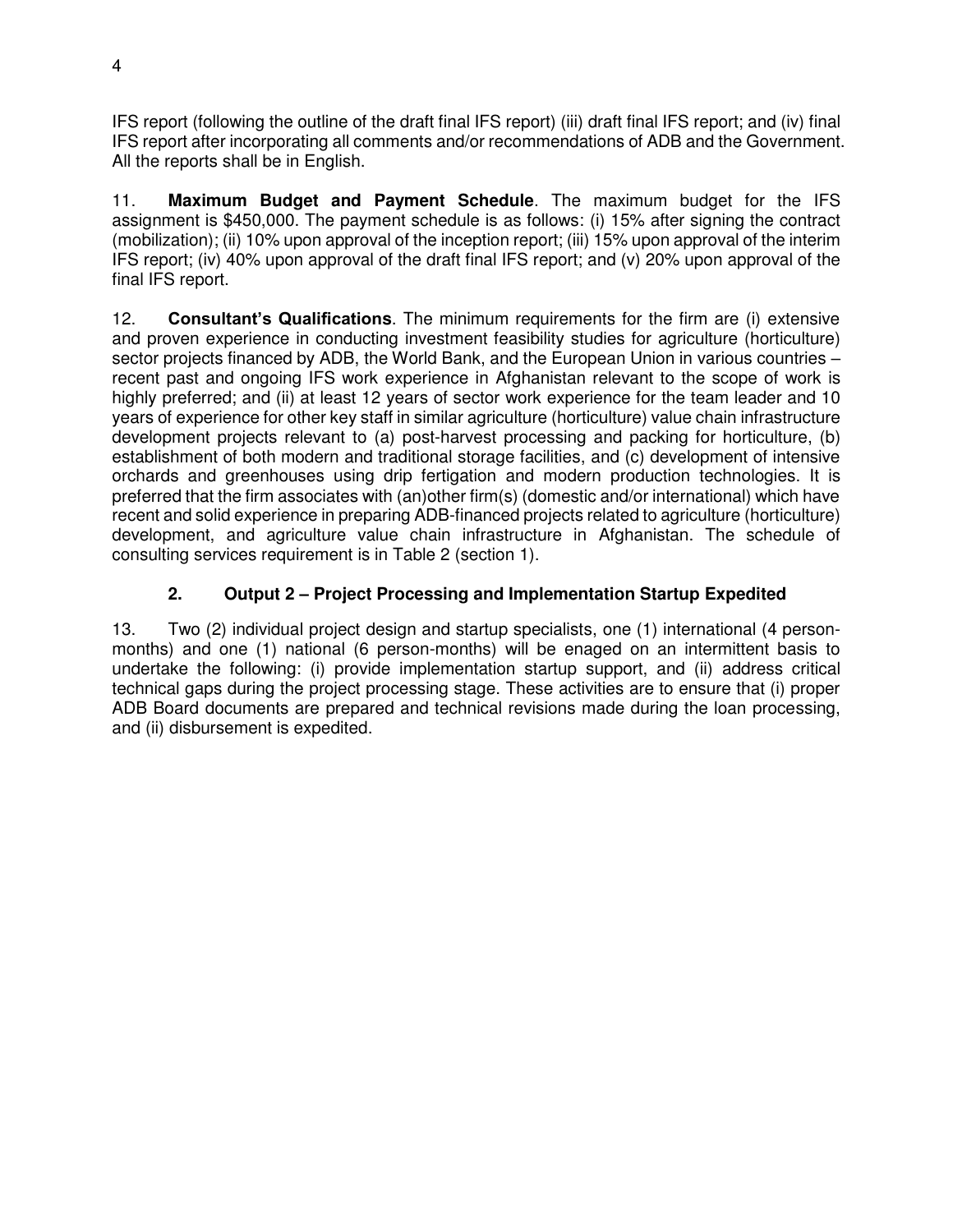IFS report (following the outline of the draft final IFS report) (iii) draft final IFS report; and (iv) final IFS report after incorporating all comments and/or recommendations of ADB and the Government. All the reports shall be in English.

11. **Maximum Budget and Payment Schedule**. The maximum budget for the IFS assignment is $450,000. The payment schedule is as follows: (i) 15% after signing the contract (mobilization); (ii) 10% upon approval of the inception report; (iii) 15% upon approval of the interim IFS report; (iv) 40% upon approval of the draft final IFS report; and (v) 20% upon approval of the final IFS report.

12. **Consultant's Qualifications**. The minimum requirements for the firm are (i) extensive and proven experience in conducting investment feasibility studies for agriculture (horticulture) sector projects financed by ADB, the World Bank, and the European Union in various countries – recent past and ongoing IFS work experience in Afghanistan relevant to the scope of work is highly preferred; and (ii) at least 12 years of sector work experience for the team leader and 10 years of experience for other key staff in similar agriculture (horticulture) value chain infrastructure development projects relevant to (a) post-harvest processing and packing for horticulture, (b) establishment of both modern and traditional storage facilities, and (c) development of intensive orchards and greenhouses using drip fertigation and modern production technologies. It is preferred that the firm associates with (an)other firm(s) (domestic and/or international) which have recent and solid experience in preparing ADB-financed projects related to agriculture (horticulture) development, and agriculture value chain infrastructure in Afghanistan. The schedule of consulting services requirement is in Table 2 (section 1).

### 2. Output 2 – Project Processing and Implementation Startup Expedited

13. Two (2) individual project design and startup specialists, one (1) international (4 person-months) and one (1) national (6 person-months) will be enaged on an intermittent basis to undertake the following: (i) provide implementation startup support, and (ii) address critical technical gaps during the project processing stage. These activities are to ensure that (i) proper ADB Board documents are prepared and technical revisions made during the loan processing, and (ii) disbursement is expedited.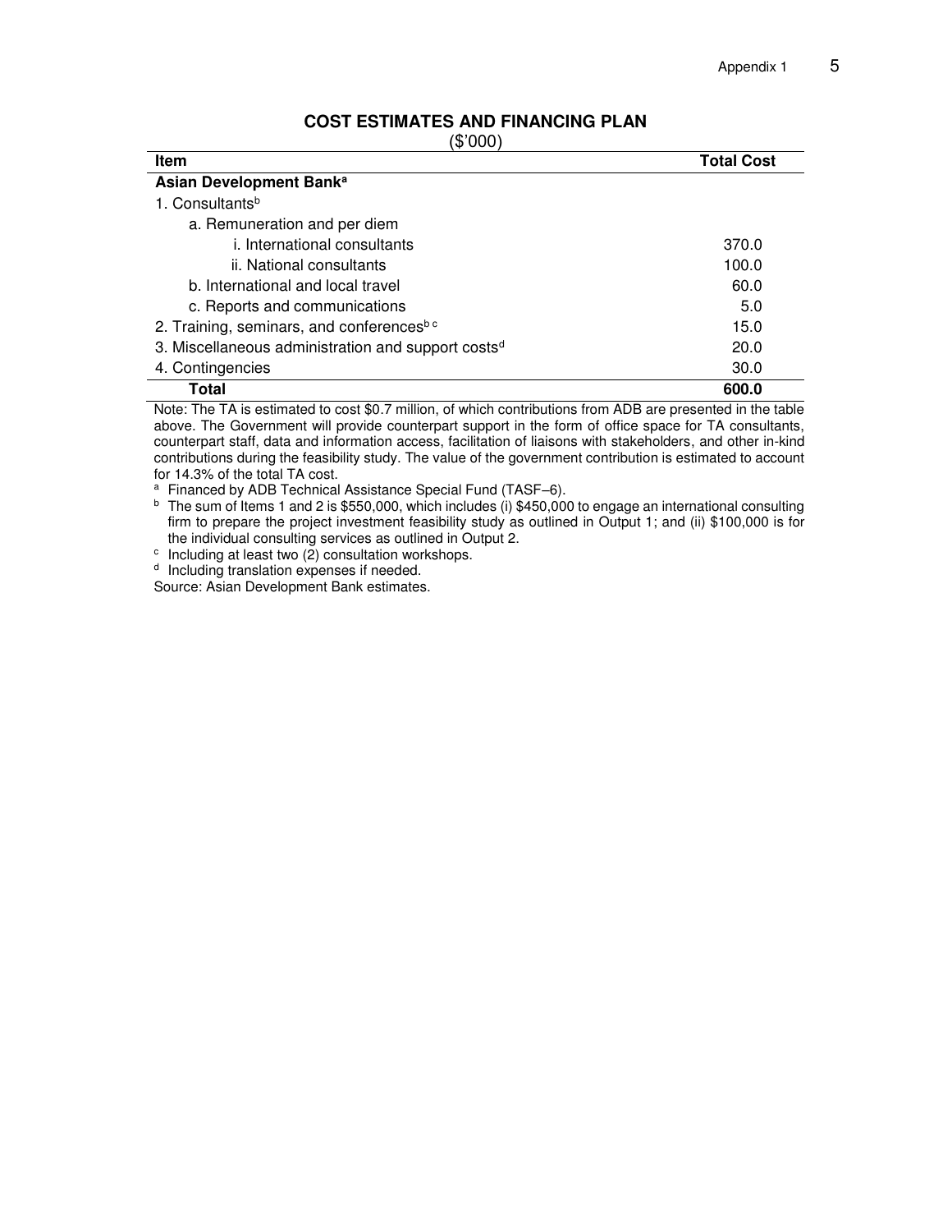## COST ESTIMATES AND FINANCING PLAN

($'000)

| Item | Total Cost |
|---|---|
| **Asian Development Bank**[a] | |
| 1. Consultants[b] | |
| a. Remuneration and per diem | |
| i. International consultants | 370.0 |
| ii. National consultants | 100.0 |
| b. International and local travel | 60.0 |
| c. Reports and communications | 5.0 |
| 2. Training, seminars, and conferences[b c] | 15.0 |
| 3. Miscellaneous administration and support costs[d] | 20.0 |
| 4. Contingencies | 30.0 |
| **Total** | **600.0** |

Note: The TA is estimated to cost $0.7 million, of which contributions from ADB are presented in the table above. The Government will provide counterpart support in the form of office space for TA consultants, counterpart staff, data and information access, facilitation of liaisons with stakeholders, and other in-kind contributions during the feasibility study. The value of the government contribution is estimated to account for 14.3% of the total TA cost.

[a] Financed by ADB Technical Assistance Special Fund (TASF–6).

[b] The sum of Items 1 and 2 is $550,000, which includes (i) $450,000 to engage an international consulting firm to prepare the project investment feasibility study as outlined in Output 1; and (ii) $100,000 is for the individual consulting services as outlined in Output 2.

[c] Including at least two (2) consultation workshops.

[d] Including translation expenses if needed.

Source: Asian Development Bank estimates.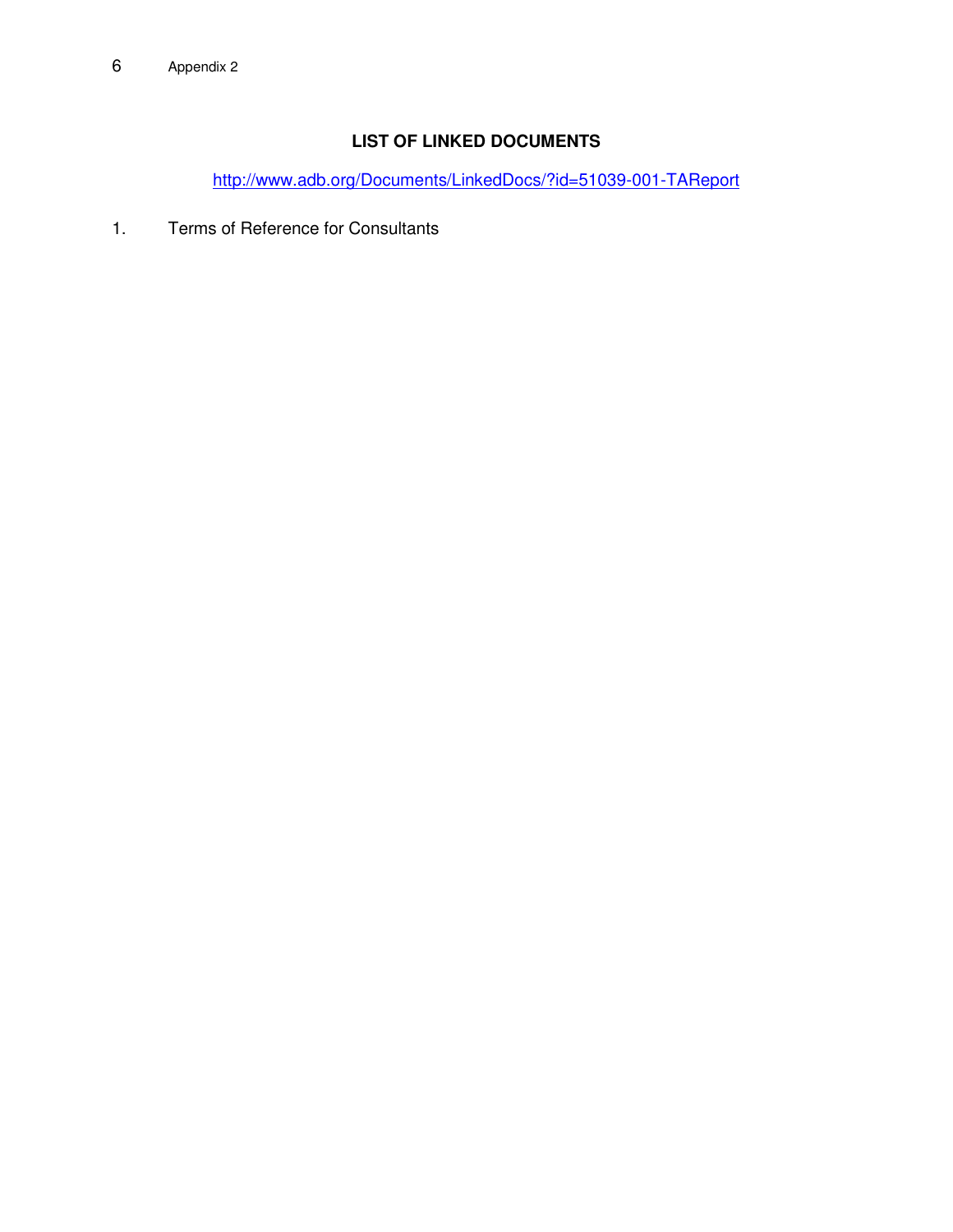## LIST OF LINKED DOCUMENTS

http://www.adb.org/Documents/LinkedDocs/?id=51039-001-TAReport

1. Terms of Reference for Consultants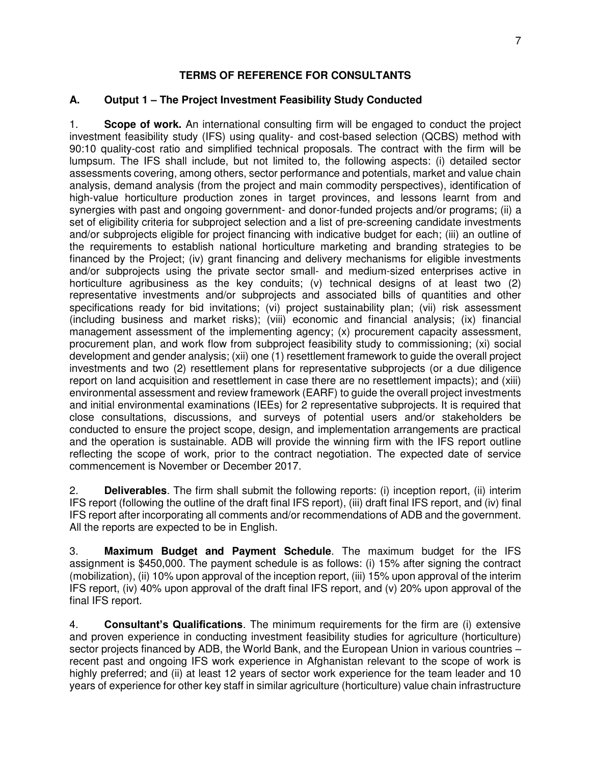## TERMS OF REFERENCE FOR CONSULTANTS

### A. Output 1 – The Project Investment Feasibility Study Conducted

1. **Scope of work.** An international consulting firm will be engaged to conduct the project investment feasibility study (IFS) using quality- and cost-based selection (QCBS) method with 90:10 quality-cost ratio and simplified technical proposals. The contract with the firm will be lumpsum. The IFS shall include, but not limited to, the following aspects: (i) detailed sector assessments covering, among others, sector performance and potentials, market and value chain analysis, demand analysis (from the project and main commodity perspectives), identification of high-value horticulture production zones in target provinces, and lessons learnt from and synergies with past and ongoing government- and donor-funded projects and/or programs; (ii) a set of eligibility criteria for subproject selection and a list of pre-screening candidate investments and/or subprojects eligible for project financing with indicative budget for each; (iii) an outline of the requirements to establish national horticulture marketing and branding strategies to be financed by the Project; (iv) grant financing and delivery mechanisms for eligible investments and/or subprojects using the private sector small- and medium-sized enterprises active in horticulture agribusiness as the key conduits; (v) technical designs of at least two (2) representative investments and/or subprojects and associated bills of quantities and other specifications ready for bid invitations; (vi) project sustainability plan; (vii) risk assessment (including business and market risks); (viii) economic and financial analysis; (ix) financial management assessment of the implementing agency; (x) procurement capacity assessment, procurement plan, and work flow from subproject feasibility study to commissioning; (xi) social development and gender analysis; (xii) one (1) resettlement framework to guide the overall project investments and two (2) resettlement plans for representative subprojects (or a due diligence report on land acquisition and resettlement in case there are no resettlement impacts); and (xiii) environmental assessment and review framework (EARF) to guide the overall project investments and initial environmental examinations (IEEs) for 2 representative subprojects. It is required that close consultations, discussions, and surveys of potential users and/or stakeholders be conducted to ensure the project scope, design, and implementation arrangements are practical and the operation is sustainable. ADB will provide the winning firm with the IFS report outline reflecting the scope of work, prior to the contract negotiation. The expected date of service commencement is November or December 2017.

2. **Deliverables**. The firm shall submit the following reports: (i) inception report, (ii) interim IFS report (following the outline of the draft final IFS report), (iii) draft final IFS report, and (iv) final IFS report after incorporating all comments and/or recommendations of ADB and the government. All the reports are expected to be in English.

3. **Maximum Budget and Payment Schedule**. The maximum budget for the IFS assignment is $450,000. The payment schedule is as follows: (i) 15% after signing the contract (mobilization), (ii) 10% upon approval of the inception report, (iii) 15% upon approval of the interim IFS report, (iv) 40% upon approval of the draft final IFS report, and (v) 20% upon approval of the final IFS report.

4. **Consultant's Qualifications**. The minimum requirements for the firm are (i) extensive and proven experience in conducting investment feasibility studies for agriculture (horticulture) sector projects financed by ADB, the World Bank, and the European Union in various countries – recent past and ongoing IFS work experience in Afghanistan relevant to the scope of work is highly preferred; and (ii) at least 12 years of sector work experience for the team leader and 10 years of experience for other key staff in similar agriculture (horticulture) value chain infrastructure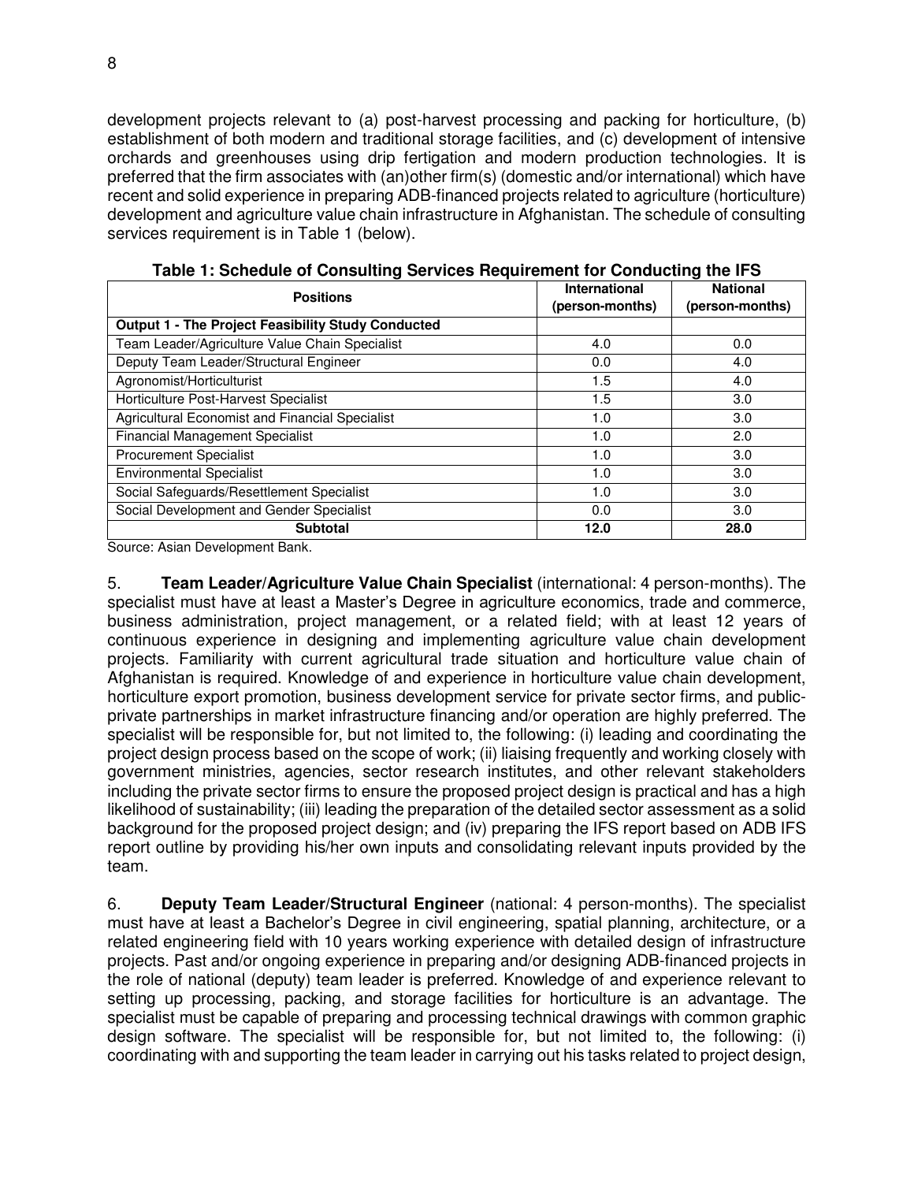development projects relevant to (a) post-harvest processing and packing for horticulture, (b) establishment of both modern and traditional storage facilities, and (c) development of intensive orchards and greenhouses using drip fertigation and modern production technologies. It is preferred that the firm associates with (an)other firm(s) (domestic and/or international) which have recent and solid experience in preparing ADB-financed projects related to agriculture (horticulture) development and agriculture value chain infrastructure in Afghanistan. The schedule of consulting services requirement is in Table 1 (below).

**Table 1: Schedule of Consulting Services Requirement for Conducting the IFS**

| Positions | International (person-months) | National (person-months) |
|---|---|---|
| **Output 1 - The Project Feasibility Study Conducted** | | |
| Team Leader/Agriculture Value Chain Specialist | 4.0 | 0.0 |
| Deputy Team Leader/Structural Engineer | 0.0 | 4.0 |
| Agronomist/Horticulturist | 1.5 | 4.0 |
| Horticulture Post-Harvest Specialist | 1.5 | 3.0 |
| Agricultural Economist and Financial Specialist | 1.0 | 3.0 |
| Financial Management Specialist | 1.0 | 2.0 |
| Procurement Specialist | 1.0 | 3.0 |
| Environmental Specialist | 1.0 | 3.0 |
| Social Safeguards/Resettlement Specialist | 1.0 | 3.0 |
| Social Development and Gender Specialist | 0.0 | 3.0 |
| **Subtotal** | **12.0** | **28.0** |

Source: Asian Development Bank.

5. **Team Leader/Agriculture Value Chain Specialist** (international: 4 person-months). The specialist must have at least a Master's Degree in agriculture economics, trade and commerce, business administration, project management, or a related field; with at least 12 years of continuous experience in designing and implementing agriculture value chain development projects. Familiarity with current agricultural trade situation and horticulture value chain of Afghanistan is required. Knowledge of and experience in horticulture value chain development, horticulture export promotion, business development service for private sector firms, and public-private partnerships in market infrastructure financing and/or operation are highly preferred. The specialist will be responsible for, but not limited to, the following: (i) leading and coordinating the project design process based on the scope of work; (ii) liaising frequently and working closely with government ministries, agencies, sector research institutes, and other relevant stakeholders including the private sector firms to ensure the proposed project design is practical and has a high likelihood of sustainability; (iii) leading the preparation of the detailed sector assessment as a solid background for the proposed project design; and (iv) preparing the IFS report based on ADB IFS report outline by providing his/her own inputs and consolidating relevant inputs provided by the team.

6. **Deputy Team Leader/Structural Engineer** (national: 4 person-months). The specialist must have at least a Bachelor's Degree in civil engineering, spatial planning, architecture, or a related engineering field with 10 years working experience with detailed design of infrastructure projects. Past and/or ongoing experience in preparing and/or designing ADB-financed projects in the role of national (deputy) team leader is preferred. Knowledge of and experience relevant to setting up processing, packing, and storage facilities for horticulture is an advantage. The specialist must be capable of preparing and processing technical drawings with common graphic design software. The specialist will be responsible for, but not limited to, the following: (i) coordinating with and supporting the team leader in carrying out his tasks related to project design,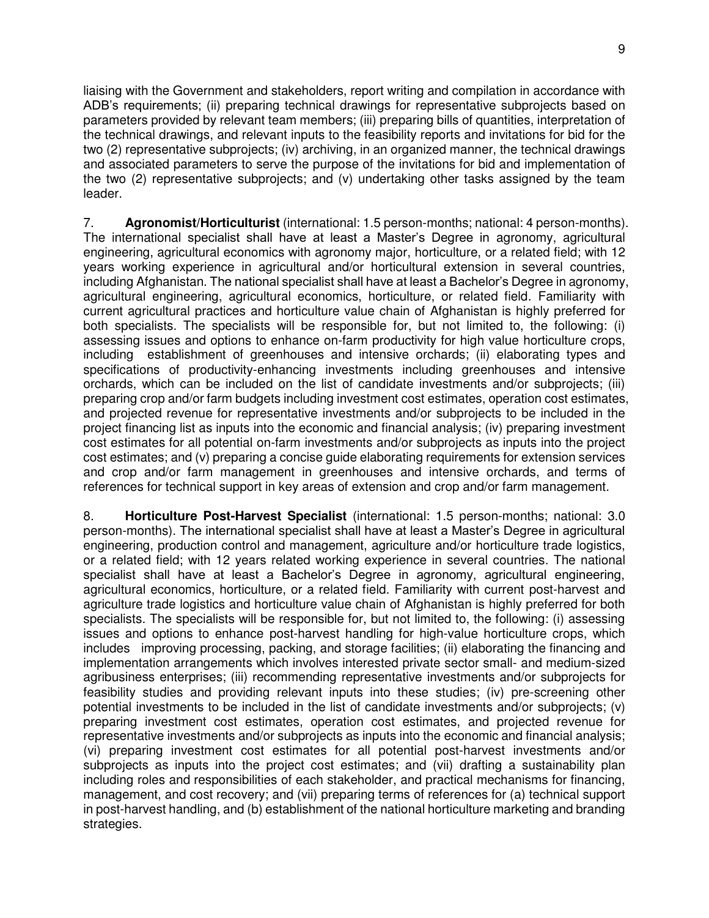liaising with the Government and stakeholders, report writing and compilation in accordance with ADB's requirements; (ii) preparing technical drawings for representative subprojects based on parameters provided by relevant team members; (iii) preparing bills of quantities, interpretation of the technical drawings, and relevant inputs to the feasibility reports and invitations for bid for the two (2) representative subprojects; (iv) archiving, in an organized manner, the technical drawings and associated parameters to serve the purpose of the invitations for bid and implementation of the two (2) representative subprojects; and (v) undertaking other tasks assigned by the team leader.

7. **Agronomist/Horticulturist** (international: 1.5 person-months; national: 4 person-months). The international specialist shall have at least a Master's Degree in agronomy, agricultural engineering, agricultural economics with agronomy major, horticulture, or a related field; with 12 years working experience in agricultural and/or horticultural extension in several countries, including Afghanistan. The national specialist shall have at least a Bachelor's Degree in agronomy, agricultural engineering, agricultural economics, horticulture, or related field. Familiarity with current agricultural practices and horticulture value chain of Afghanistan is highly preferred for both specialists. The specialists will be responsible for, but not limited to, the following: (i) assessing issues and options to enhance on-farm productivity for high value horticulture crops, including establishment of greenhouses and intensive orchards; (ii) elaborating types and specifications of productivity-enhancing investments including greenhouses and intensive orchards, which can be included on the list of candidate investments and/or subprojects; (iii) preparing crop and/or farm budgets including investment cost estimates, operation cost estimates, and projected revenue for representative investments and/or subprojects to be included in the project financing list as inputs into the economic and financial analysis; (iv) preparing investment cost estimates for all potential on-farm investments and/or subprojects as inputs into the project cost estimates; and (v) preparing a concise guide elaborating requirements for extension services and crop and/or farm management in greenhouses and intensive orchards, and terms of references for technical support in key areas of extension and crop and/or farm management.

8. **Horticulture Post-Harvest Specialist** (international: 1.5 person-months; national: 3.0 person-months). The international specialist shall have at least a Master's Degree in agricultural engineering, production control and management, agriculture and/or horticulture trade logistics, or a related field; with 12 years related working experience in several countries. The national specialist shall have at least a Bachelor's Degree in agronomy, agricultural engineering, agricultural economics, horticulture, or a related field. Familiarity with current post-harvest and agriculture trade logistics and horticulture value chain of Afghanistan is highly preferred for both specialists. The specialists will be responsible for, but not limited to, the following: (i) assessing issues and options to enhance post-harvest handling for high-value horticulture crops, which includes improving processing, packing, and storage facilities; (ii) elaborating the financing and implementation arrangements which involves interested private sector small- and medium-sized agribusiness enterprises; (iii) recommending representative investments and/or subprojects for feasibility studies and providing relevant inputs into these studies; (iv) pre-screening other potential investments to be included in the list of candidate investments and/or subprojects; (v) preparing investment cost estimates, operation cost estimates, and projected revenue for representative investments and/or subprojects as inputs into the economic and financial analysis; (vi) preparing investment cost estimates for all potential post-harvest investments and/or subprojects as inputs into the project cost estimates; and (vii) drafting a sustainability plan including roles and responsibilities of each stakeholder, and practical mechanisms for financing, management, and cost recovery; and (vii) preparing terms of references for (a) technical support in post-harvest handling, and (b) establishment of the national horticulture marketing and branding strategies.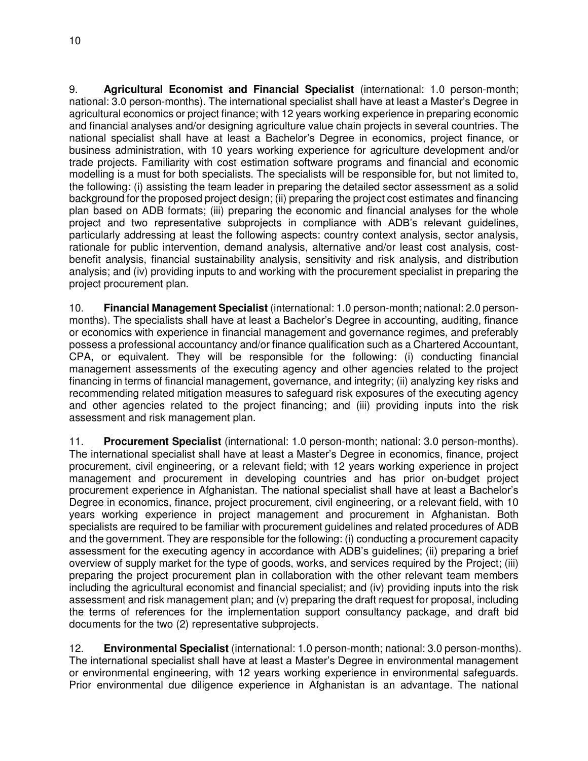9. **Agricultural Economist and Financial Specialist** (international: 1.0 person-month; national: 3.0 person-months). The international specialist shall have at least a Master's Degree in agricultural economics or project finance; with 12 years working experience in preparing economic and financial analyses and/or designing agriculture value chain projects in several countries. The national specialist shall have at least a Bachelor's Degree in economics, project finance, or business administration, with 10 years working experience for agriculture development and/or trade projects. Familiarity with cost estimation software programs and financial and economic modelling is a must for both specialists. The specialists will be responsible for, but not limited to, the following: (i) assisting the team leader in preparing the detailed sector assessment as a solid background for the proposed project design; (ii) preparing the project cost estimates and financing plan based on ADB formats; (iii) preparing the economic and financial analyses for the whole project and two representative subprojects in compliance with ADB's relevant guidelines, particularly addressing at least the following aspects: country context analysis, sector analysis, rationale for public intervention, demand analysis, alternative and/or least cost analysis, cost-benefit analysis, financial sustainability analysis, sensitivity and risk analysis, and distribution analysis; and (iv) providing inputs to and working with the procurement specialist in preparing the project procurement plan.

10. **Financial Management Specialist** (international: 1.0 person-month; national: 2.0 person-months). The specialists shall have at least a Bachelor's Degree in accounting, auditing, finance or economics with experience in financial management and governance regimes, and preferably possess a professional accountancy and/or finance qualification such as a Chartered Accountant, CPA, or equivalent. They will be responsible for the following: (i) conducting financial management assessments of the executing agency and other agencies related to the project financing in terms of financial management, governance, and integrity; (ii) analyzing key risks and recommending related mitigation measures to safeguard risk exposures of the executing agency and other agencies related to the project financing; and (iii) providing inputs into the risk assessment and risk management plan.

11. **Procurement Specialist** (international: 1.0 person-month; national: 3.0 person-months). The international specialist shall have at least a Master's Degree in economics, finance, project procurement, civil engineering, or a relevant field; with 12 years working experience in project management and procurement in developing countries and has prior on-budget project procurement experience in Afghanistan. The national specialist shall have at least a Bachelor's Degree in economics, finance, project procurement, civil engineering, or a relevant field, with 10 years working experience in project management and procurement in Afghanistan. Both specialists are required to be familiar with procurement guidelines and related procedures of ADB and the government. They are responsible for the following: (i) conducting a procurement capacity assessment for the executing agency in accordance with ADB's guidelines; (ii) preparing a brief overview of supply market for the type of goods, works, and services required by the Project; (iii) preparing the project procurement plan in collaboration with the other relevant team members including the agricultural economist and financial specialist; and (iv) providing inputs into the risk assessment and risk management plan; and (v) preparing the draft request for proposal, including the terms of references for the implementation support consultancy package, and draft bid documents for the two (2) representative subprojects.

12. **Environmental Specialist** (international: 1.0 person-month; national: 3.0 person-months). The international specialist shall have at least a Master's Degree in environmental management or environmental engineering, with 12 years working experience in environmental safeguards. Prior environmental due diligence experience in Afghanistan is an advantage. The national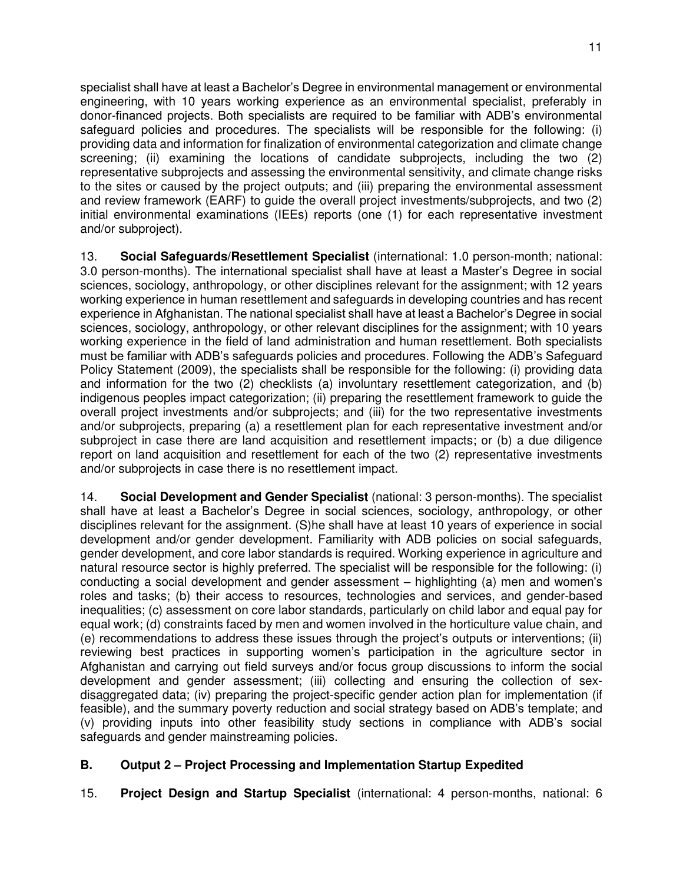specialist shall have at least a Bachelor's Degree in environmental management or environmental engineering, with 10 years working experience as an environmental specialist, preferably in donor-financed projects. Both specialists are required to be familiar with ADB's environmental safeguard policies and procedures. The specialists will be responsible for the following: (i) providing data and information for finalization of environmental categorization and climate change screening; (ii) examining the locations of candidate subprojects, including the two (2) representative subprojects and assessing the environmental sensitivity, and climate change risks to the sites or caused by the project outputs; and (iii) preparing the environmental assessment and review framework (EARF) to guide the overall project investments/subprojects, and two (2) initial environmental examinations (IEEs) reports (one (1) for each representative investment and/or subproject).

13. **Social Safeguards/Resettlement Specialist** (international: 1.0 person-month; national: 3.0 person-months). The international specialist shall have at least a Master's Degree in social sciences, sociology, anthropology, or other disciplines relevant for the assignment; with 12 years working experience in human resettlement and safeguards in developing countries and has recent experience in Afghanistan. The national specialist shall have at least a Bachelor's Degree in social sciences, sociology, anthropology, or other relevant disciplines for the assignment; with 10 years working experience in the field of land administration and human resettlement. Both specialists must be familiar with ADB's safeguards policies and procedures. Following the ADB's Safeguard Policy Statement (2009), the specialists shall be responsible for the following: (i) providing data and information for the two (2) checklists (a) involuntary resettlement categorization, and (b) indigenous peoples impact categorization; (ii) preparing the resettlement framework to guide the overall project investments and/or subprojects; and (iii) for the two representative investments and/or subprojects, preparing (a) a resettlement plan for each representative investment and/or subproject in case there are land acquisition and resettlement impacts; or (b) a due diligence report on land acquisition and resettlement for each of the two (2) representative investments and/or subprojects in case there is no resettlement impact.

14. **Social Development and Gender Specialist** (national: 3 person-months). The specialist shall have at least a Bachelor's Degree in social sciences, sociology, anthropology, or other disciplines relevant for the assignment. (S)he shall have at least 10 years of experience in social development and/or gender development. Familiarity with ADB policies on social safeguards, gender development, and core labor standards is required. Working experience in agriculture and natural resource sector is highly preferred. The specialist will be responsible for the following: (i) conducting a social development and gender assessment – highlighting (a) men and women's roles and tasks; (b) their access to resources, technologies and services, and gender-based inequalities; (c) assessment on core labor standards, particularly on child labor and equal pay for equal work; (d) constraints faced by men and women involved in the horticulture value chain, and (e) recommendations to address these issues through the project's outputs or interventions; (ii) reviewing best practices in supporting women's participation in the agriculture sector in Afghanistan and carrying out field surveys and/or focus group discussions to inform the social development and gender assessment; (iii) collecting and ensuring the collection of sex-disaggregated data; (iv) preparing the project-specific gender action plan for implementation (if feasible), and the summary poverty reduction and social strategy based on ADB's template; and (v) providing inputs into other feasibility study sections in compliance with ADB's social safeguards and gender mainstreaming policies.

## B. Output 2 – Project Processing and Implementation Startup Expedited

15. **Project Design and Startup Specialist** (international: 4 person-months, national: 6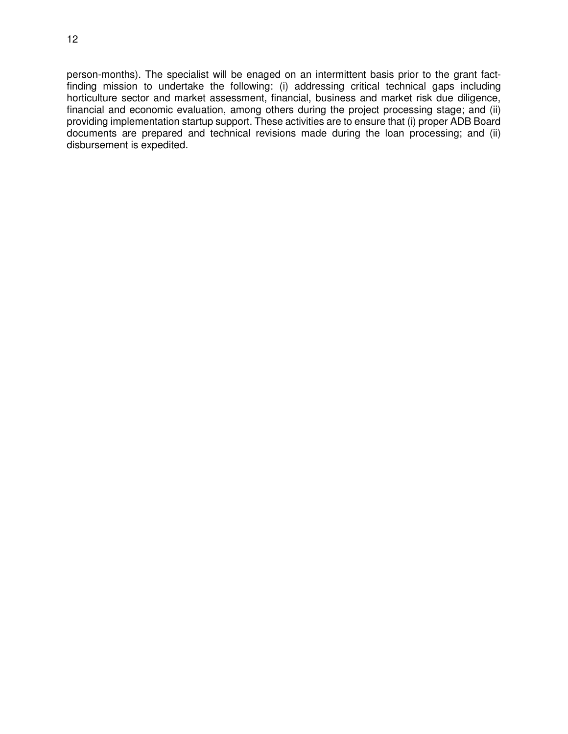person-months). The specialist will be enaged on an intermittent basis prior to the grant fact-finding mission to undertake the following: (i) addressing critical technical gaps including horticulture sector and market assessment, financial, business and market risk due diligence, financial and economic evaluation, among others during the project processing stage; and (ii) providing implementation startup support. These activities are to ensure that (i) proper ADB Board documents are prepared and technical revisions made during the loan processing; and (ii) disbursement is expedited.